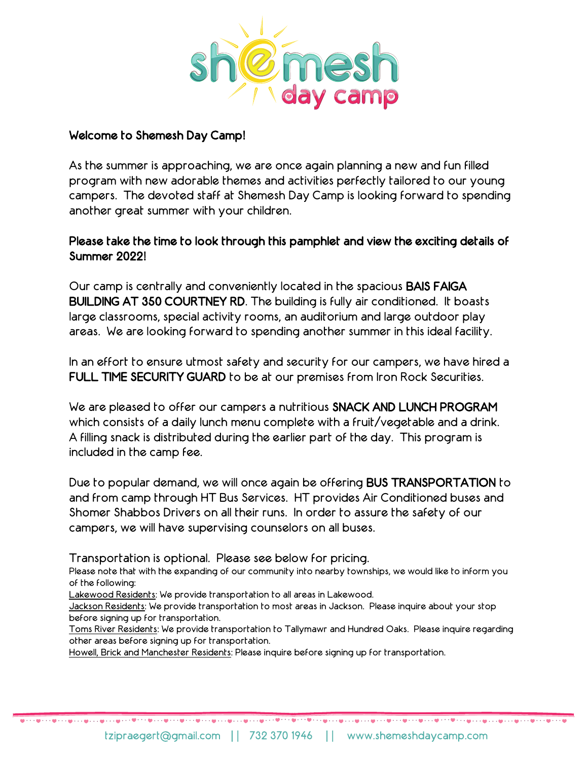# Shemesh Day Camp

**Welcome to Shemesh Day Camp!**

As the summer is approaching, we are once again planning a new and fun filled program with new adorable themes and activities perfectly tailored to our young campers. The devoted staff at Shemesh Day Camp is looking forward to spending another great summer with your children.

**Please take the time to look through this pamphlet and view the exciting details of Summer 2022!**

Our camp is centrally and conveniently located in the spacious **BAIS FAIGA BUILDING AT 350 COURTNEY RD**. The building is fully air conditioned. It boasts large classrooms, special activity rooms, an auditorium and large outdoor play areas. We are looking forward to spending another summer in this ideal facility.

In an effort to ensure utmost safety and security for our campers, we have hired a **FULL TIME SECURITY GUARD** to be at our premises from Iron Rock Securities.

We are pleased to offer our campers a nutritious **SNACK AND LUNCH PROGRAM** which consists of a daily lunch menu complete with a fruit/vegetable and a drink. A filling snack is distributed during the earlier part of the day. This program is included in the camp fee.

Due to popular demand, we will once again be offering **BUS TRANSPORTATION** to and from camp through HT Bus Services. HT provides Air Conditioned buses and Shomer Shabbos Drivers on all their runs. In order to assure the safety of our campers, we will have supervising counselors on all buses.

Transportation is optional. Please see below for pricing.

Please note that with the expanding of our community into nearby townships, we would like to inform you of the following:

Lakewood Residents: We provide transportation to all areas in Lakewood.

Jackson Residents: We provide transportation to most areas in Jackson. Please inquire about your stop before signing up for transportation.

Toms River Residents: We provide transportation to Tallymawr and Hundred Oaks. Please inquire regarding other areas before signing up for transportation.

Howell, Brick and Manchester Residents: Please inquire before signing up for transportation.

tzipraegert@gmail.com || 732 370 1946 || www.shemeshdaycamp.com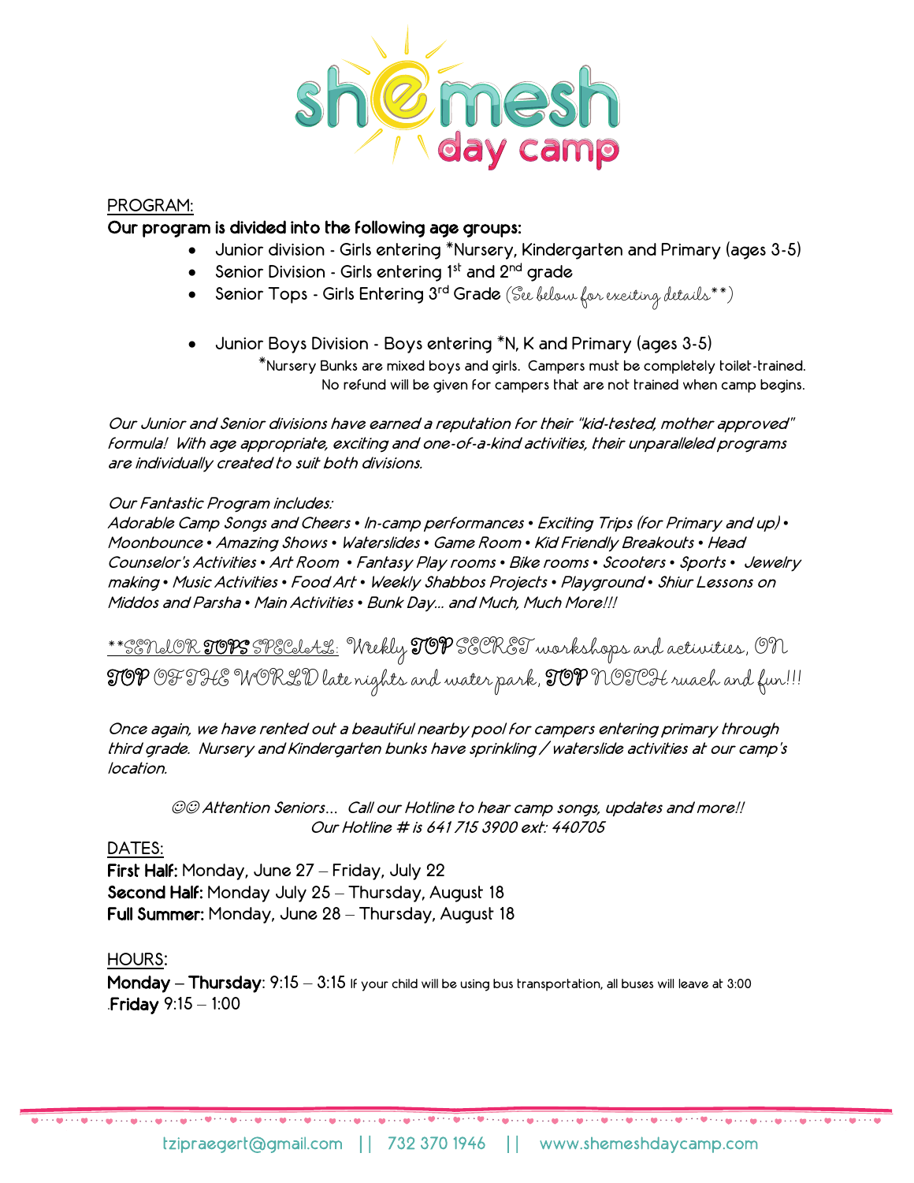PROGRAM:

**Our program is divided into the following age groups:**

- Junior division - Girls entering *Nursery, Kindergarten and Primary (ages 3-5)
- Senior Division - Girls entering 1st and 2nd grade
- Senior Tops - Girls Entering 3rd Grade (See below for exciting details**)

- Junior Boys Division - Boys entering *N, K and Primary (ages 3-5)

*Nursery Bunks are mixed boys and girls. Campers must be completely toilet-trained. No refund will be given for campers that are not trained when camp begins.

*Our Junior and Senior divisions have earned a reputation for their "kid-tested, mother approved" formula! With age appropriate, exciting and one-of-a-kind activities, their unparalleled programs are individually created to suit both divisions.*

*Our Fantastic Program includes:*

*Adorable Camp Songs and Cheers • In-camp performances • Exciting Trips (for Primary and up) • Moonbounce • Amazing Shows • Waterslides • Game Room • Kid Friendly Breakouts • Head Counselor's Activities • Art Room • Fantasy Play rooms • Bike rooms • Scooters • Sports • Jewelry making • Music Activities • Food Art • Weekly Shabbos Projects • Playground • Shiur Lessons on Middos and Parsha • Main Activities • Bunk Day... and Much, Much More!!!*

**SENIOR **TOPS** SPECIAL:** Weekly **TOP** SECRET workshops and activities, ON **TOP** OF THE WORLD late nights and water park, **TOP** NOTCH ruach and fun!!!

*Once again, we have rented out a beautiful nearby pool for campers entering primary through third grade. Nursery and Kindergarten bunks have sprinkling / waterslide activities at our camp's location.*

*☺☺ Attention Seniors... Call our Hotline to hear camp songs, updates and more!!*
*Our Hotline # is 641 715 3900 ext: 440705*

DATES:

**First Half:** Monday, June 27 – Friday, July 22
**Second Half:** Monday July 25 – Thursday, August 18
**Full Summer:** Monday, June 28 – Thursday, August 18

HOURS:

**Monday – Thursday**: 9:15 – 3:15 If your child will be using bus transportation, all buses will leave at 3:00
.**Friday** 9:15 – 1:00

tzipraegert@gmail.com || 732 370 1946 || www.shemeshdaycamp.com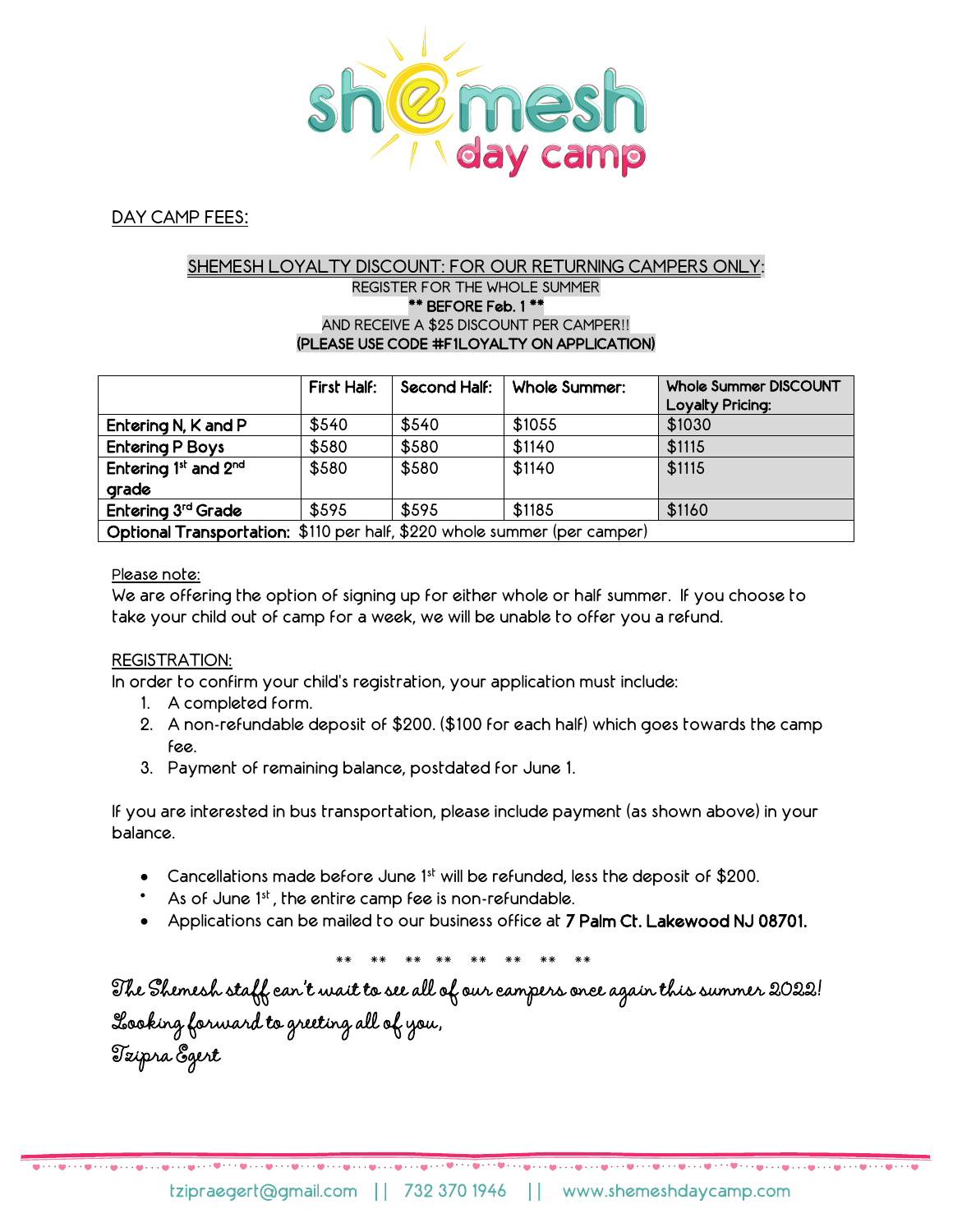# shemesh day camp

DAY CAMP FEES:

SHEMESH LOYALTY DISCOUNT: FOR OUR RETURNING CAMPERS ONLY:

REGISTER FOR THE WHOLE SUMMER

**\*\* BEFORE Feb. 1 \*\***

AND RECEIVE A $25 DISCOUNT PER CAMPER!!

**(PLEASE USE CODE #F1LOYALTY ON APPLICATION)**

| | First Half: | Second Half: | Whole Summer: | Whole Summer DISCOUNT Loyalty Pricing: |
|---|---|---|---|---|
| **Entering N, K and P** | $540 | $540 | $1055 | $1030 |
| **Entering P Boys** | $580 | $580 | $1140 | $1115 |
| **Entering 1st and 2nd grade** | $580 | $580 | $1140 | $1115 |
| **Entering 3rd Grade** | $595 | $595 | $1185 | $1160 |
| **Optional Transportation:** $110 per half, $220 whole summer (per camper) | | | | |

Please note:

We are offering the option of signing up for either whole or half summer. If you choose to take your child out of camp for a week, we will be unable to offer you a refund.

REGISTRATION:

In order to confirm your child's registration, your application must include:

1. A completed form.
2. A non-refundable deposit of $200. ($100 for each half) which goes towards the camp fee.
3. Payment of remaining balance, postdated for June 1.

If you are interested in bus transportation, please include payment (as shown above) in your balance.

- Cancellations made before June 1st will be refunded, less the deposit of $200.
- As of June 1st, the entire camp fee is non-refundable.
- Applications can be mailed to our business office at **7 Palm Ct. Lakewood NJ 08701.**

** ** ** ** ** ** ** **

*The Shemesh staff can't wait to see all of our campers once again this summer 2022!*

*Looking forward to greeting all of you,*

*Tzipra Egert*

tzipraegert@gmail.com || 732 370 1946 || www.shemeshdaycamp.com